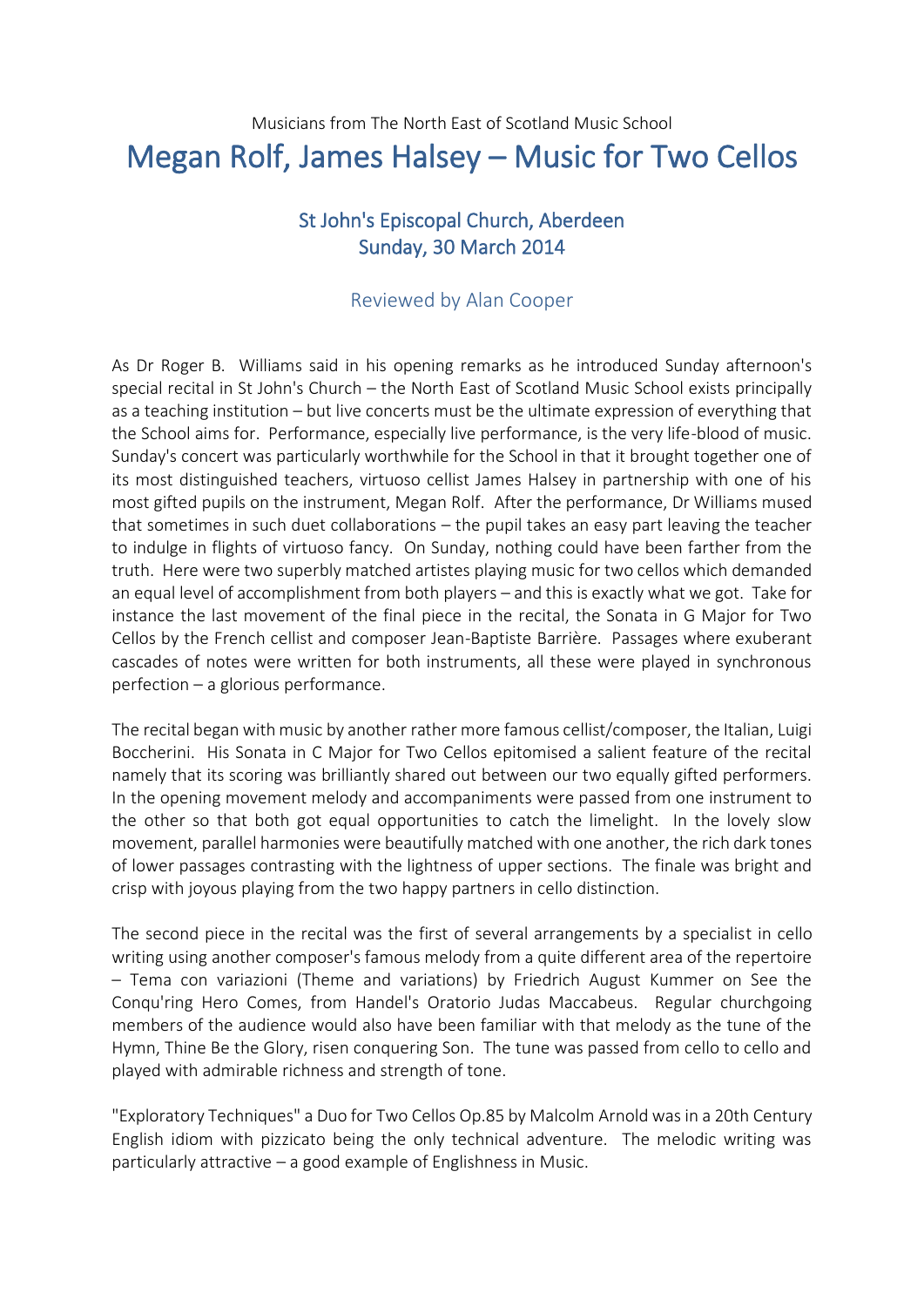Musicians from The North East of Scotland Music School

# Megan Rolf, James Halsey – Music for Two Cellos

## St John's Episcopal Church, Aberdeen
## Sunday, 30 March 2014

### Reviewed by Alan Cooper

As Dr Roger B. Williams said in his opening remarks as he introduced Sunday afternoon's special recital in St John's Church – the North East of Scotland Music School exists principally as a teaching institution – but live concerts must be the ultimate expression of everything that the School aims for. Performance, especially live performance, is the very life-blood of music. Sunday's concert was particularly worthwhile for the School in that it brought together one of its most distinguished teachers, virtuoso cellist James Halsey in partnership with one of his most gifted pupils on the instrument, Megan Rolf. After the performance, Dr Williams mused that sometimes in such duet collaborations – the pupil takes an easy part leaving the teacher to indulge in flights of virtuoso fancy. On Sunday, nothing could have been farther from the truth. Here were two superbly matched artistes playing music for two cellos which demanded an equal level of accomplishment from both players – and this is exactly what we got. Take for instance the last movement of the final piece in the recital, the Sonata in G Major for Two Cellos by the French cellist and composer Jean-Baptiste Barrière. Passages where exuberant cascades of notes were written for both instruments, all these were played in synchronous perfection – a glorious performance.

The recital began with music by another rather more famous cellist/composer, the Italian, Luigi Boccherini. His Sonata in C Major for Two Cellos epitomised a salient feature of the recital namely that its scoring was brilliantly shared out between our two equally gifted performers. In the opening movement melody and accompaniments were passed from one instrument to the other so that both got equal opportunities to catch the limelight. In the lovely slow movement, parallel harmonies were beautifully matched with one another, the rich dark tones of lower passages contrasting with the lightness of upper sections. The finale was bright and crisp with joyous playing from the two happy partners in cello distinction.

The second piece in the recital was the first of several arrangements by a specialist in cello writing using another composer's famous melody from a quite different area of the repertoire – Tema con variazioni (Theme and variations) by Friedrich August Kummer on See the Conqu'ring Hero Comes, from Handel's Oratorio Judas Maccabeus. Regular churchgoing members of the audience would also have been familiar with that melody as the tune of the Hymn, Thine Be the Glory, risen conquering Son. The tune was passed from cello to cello and played with admirable richness and strength of tone.

"Exploratory Techniques" a Duo for Two Cellos Op.85 by Malcolm Arnold was in a 20th Century English idiom with pizzicato being the only technical adventure. The melodic writing was particularly attractive – a good example of Englishness in Music.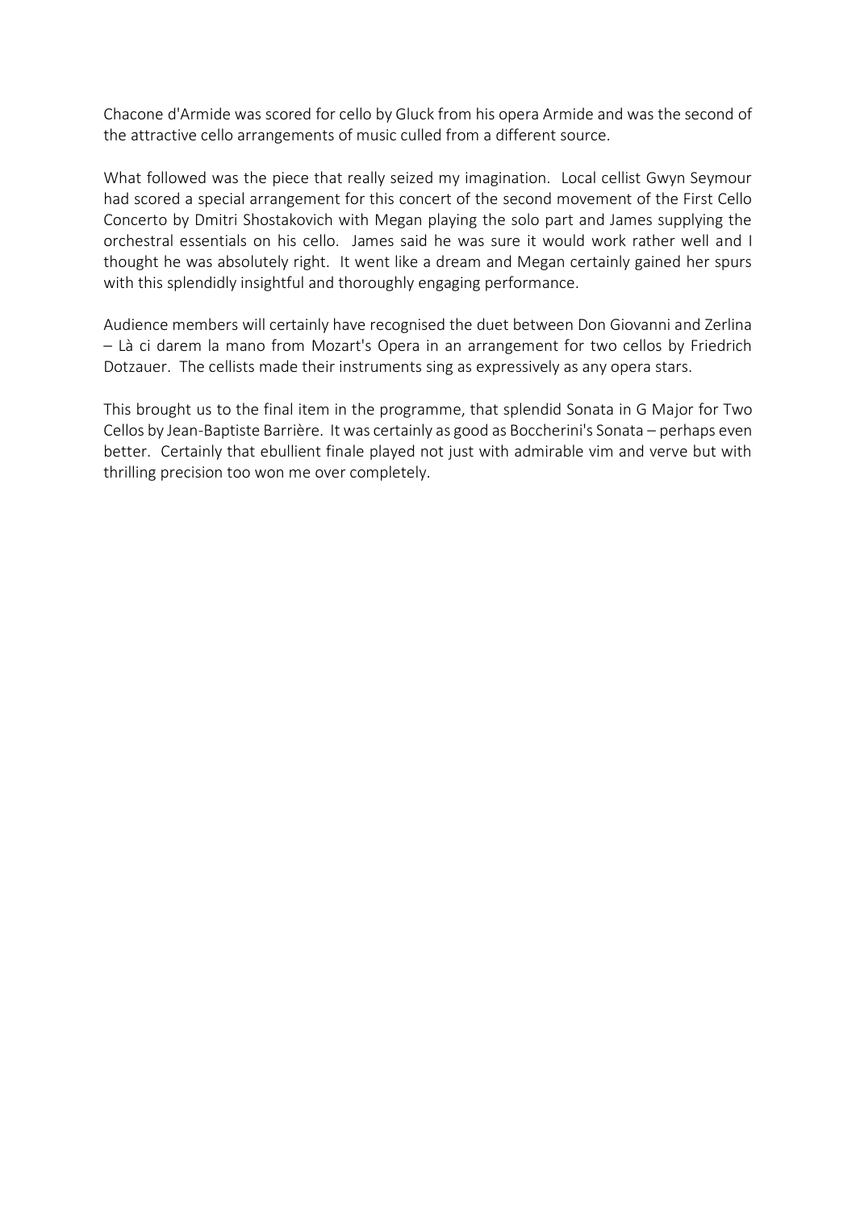Chacone d'Armide was scored for cello by Gluck from his opera Armide and was the second of the attractive cello arrangements of music culled from a different source.

What followed was the piece that really seized my imagination. Local cellist Gwyn Seymour had scored a special arrangement for this concert of the second movement of the First Cello Concerto by Dmitri Shostakovich with Megan playing the solo part and James supplying the orchestral essentials on his cello. James said he was sure it would work rather well and I thought he was absolutely right. It went like a dream and Megan certainly gained her spurs with this splendidly insightful and thoroughly engaging performance.

Audience members will certainly have recognised the duet between Don Giovanni and Zerlina – Là ci darem la mano from Mozart's Opera in an arrangement for two cellos by Friedrich Dotzauer. The cellists made their instruments sing as expressively as any opera stars.

This brought us to the final item in the programme, that splendid Sonata in G Major for Two Cellos by Jean-Baptiste Barrière. It was certainly as good as Boccherini's Sonata – perhaps even better. Certainly that ebullient finale played not just with admirable vim and verve but with thrilling precision too won me over completely.